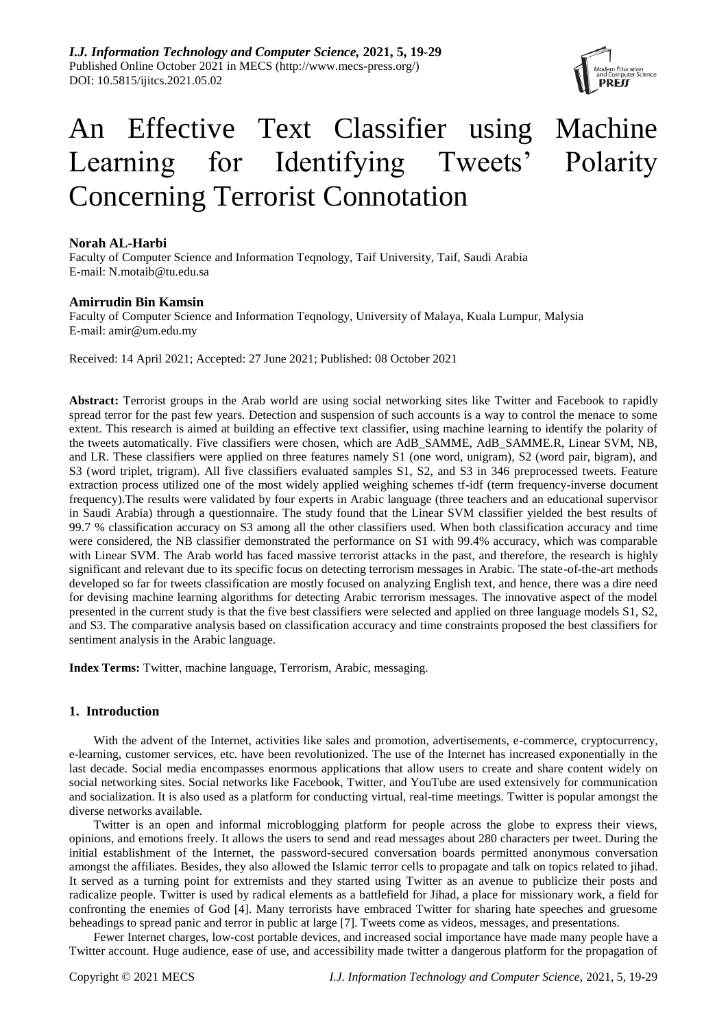# An Effective Text Classifier using Machine Learning for Identifying Tweets' Polarity Concerning Terrorist Connotation

**Norah AL-Harbi**
Faculty of Computer Science and Information Teqnology, Taif University, Taif, Saudi Arabia
E-mail: N.motaib@tu.edu.sa

**Amirrudin Bin Kamsin**
Faculty of Computer Science and Information Teqnology, University of Malaya, Kuala Lumpur, Malysia
E-mail: amir@um.edu.my

Received: 14 April 2021; Accepted: 27 June 2021; Published: 08 October 2021

**Abstract:** Terrorist groups in the Arab world are using social networking sites like Twitter and Facebook to rapidly spread terror for the past few years. Detection and suspension of such accounts is a way to control the menace to some extent. This research is aimed at building an effective text classifier, using machine learning to identify the polarity of the tweets automatically. Five classifiers were chosen, which are AdB_SAMME, AdB_SAMME.R, Linear SVM, NB, and LR. These classifiers were applied on three features namely S1 (one word, unigram), S2 (word pair, bigram), and S3 (word triplet, trigram). All five classifiers evaluated samples S1, S2, and S3 in 346 preprocessed tweets. Feature extraction process utilized one of the most widely applied weighing schemes tf-idf (term frequency-inverse document frequency).The results were validated by four experts in Arabic language (three teachers and an educational supervisor in Saudi Arabia) through a questionnaire. The study found that the Linear SVM classifier yielded the best results of 99.7 % classification accuracy on S3 among all the other classifiers used. When both classification accuracy and time were considered, the NB classifier demonstrated the performance on S1 with 99.4% accuracy, which was comparable with Linear SVM. The Arab world has faced massive terrorist attacks in the past, and therefore, the research is highly significant and relevant due to its specific focus on detecting terrorism messages in Arabic. The state-of-the-art methods developed so far for tweets classification are mostly focused on analyzing English text, and hence, there was a dire need for devising machine learning algorithms for detecting Arabic terrorism messages. The innovative aspect of the model presented in the current study is that the five best classifiers were selected and applied on three language models S1, S2, and S3. The comparative analysis based on classification accuracy and time constraints proposed the best classifiers for sentiment analysis in the Arabic language.

**Index Terms:** Twitter, machine language, Terrorism, Arabic, messaging.

## 1. Introduction

With the advent of the Internet, activities like sales and promotion, advertisements, e-commerce, cryptocurrency, e-learning, customer services, etc. have been revolutionized. The use of the Internet has increased exponentially in the last decade. Social media encompasses enormous applications that allow users to create and share content widely on social networking sites. Social networks like Facebook, Twitter, and YouTube are used extensively for communication and socialization. It is also used as a platform for conducting virtual, real-time meetings. Twitter is popular amongst the diverse networks available.

Twitter is an open and informal microblogging platform for people across the globe to express their views, opinions, and emotions freely. It allows the users to send and read messages about 280 characters per tweet. During the initial establishment of the Internet, the password-secured conversation boards permitted anonymous conversation amongst the affiliates. Besides, they also allowed the Islamic terror cells to propagate and talk on topics related to jihad. It served as a turning point for extremists and they started using Twitter as an avenue to publicize their posts and radicalize people. Twitter is used by radical elements as a battlefield for Jihad, a place for missionary work, a field for confronting the enemies of God [4]. Many terrorists have embraced Twitter for sharing hate speeches and gruesome beheadings to spread panic and terror in public at large [7]. Tweets come as videos, messages, and presentations.

Fewer Internet charges, low-cost portable devices, and increased social importance have made many people have a Twitter account. Huge audience, ease of use, and accessibility made twitter a dangerous platform for the propagation of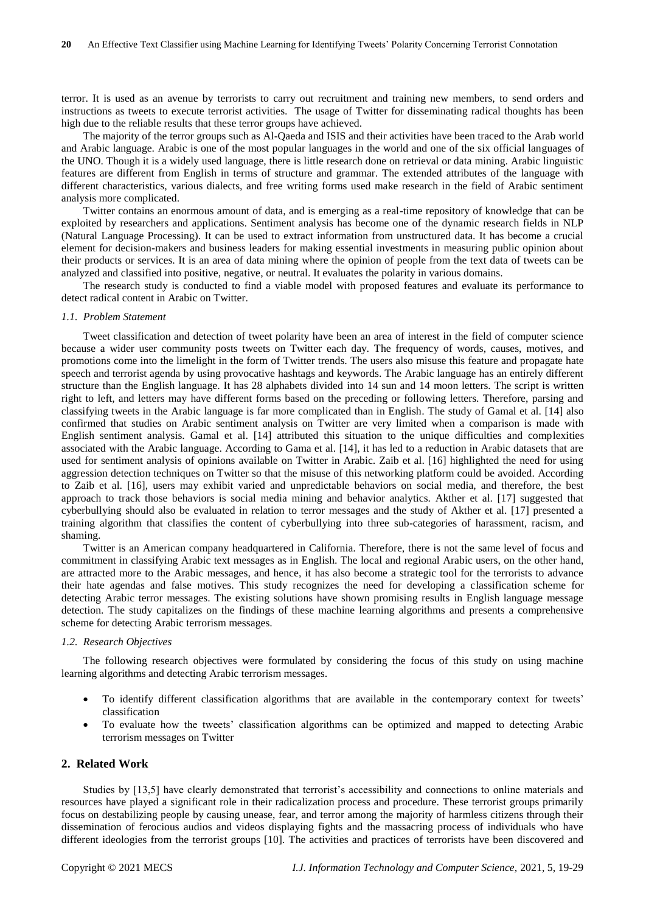terror. It is used as an avenue by terrorists to carry out recruitment and training new members, to send orders and instructions as tweets to execute terrorist activities. The usage of Twitter for disseminating radical thoughts has been high due to the reliable results that these terror groups have achieved.

The majority of the terror groups such as Al-Qaeda and ISIS and their activities have been traced to the Arab world and Arabic language. Arabic is one of the most popular languages in the world and one of the six official languages of the UNO. Though it is a widely used language, there is little research done on retrieval or data mining. Arabic linguistic features are different from English in terms of structure and grammar. The extended attributes of the language with different characteristics, various dialects, and free writing forms used make research in the field of Arabic sentiment analysis more complicated.

Twitter contains an enormous amount of data, and is emerging as a real-time repository of knowledge that can be exploited by researchers and applications. Sentiment analysis has become one of the dynamic research fields in NLP (Natural Language Processing). It can be used to extract information from unstructured data. It has become a crucial element for decision-makers and business leaders for making essential investments in measuring public opinion about their products or services. It is an area of data mining where the opinion of people from the text data of tweets can be analyzed and classified into positive, negative, or neutral. It evaluates the polarity in various domains.

The research study is conducted to find a viable model with proposed features and evaluate its performance to detect radical content in Arabic on Twitter.

### *1.1. Problem Statement*

Tweet classification and detection of tweet polarity have been an area of interest in the field of computer science because a wider user community posts tweets on Twitter each day. The frequency of words, causes, motives, and promotions come into the limelight in the form of Twitter trends. The users also misuse this feature and propagate hate speech and terrorist agenda by using provocative hashtags and keywords. The Arabic language has an entirely different structure than the English language. It has 28 alphabets divided into 14 sun and 14 moon letters. The script is written right to left, and letters may have different forms based on the preceding or following letters. Therefore, parsing and classifying tweets in the Arabic language is far more complicated than in English. The study of Gamal et al. [14] also confirmed that studies on Arabic sentiment analysis on Twitter are very limited when a comparison is made with English sentiment analysis. Gamal et al. [14] attributed this situation to the unique difficulties and complexities associated with the Arabic language. According to Gama et al. [14], it has led to a reduction in Arabic datasets that are used for sentiment analysis of opinions available on Twitter in Arabic. Zaib et al. [16] highlighted the need for using aggression detection techniques on Twitter so that the misuse of this networking platform could be avoided. According to Zaib et al. [16], users may exhibit varied and unpredictable behaviors on social media, and therefore, the best approach to track those behaviors is social media mining and behavior analytics. Akther et al. [17] suggested that cyberbullying should also be evaluated in relation to terror messages and the study of Akther et al. [17] presented a training algorithm that classifies the content of cyberbullying into three sub-categories of harassment, racism, and shaming.

Twitter is an American company headquartered in California. Therefore, there is not the same level of focus and commitment in classifying Arabic text messages as in English. The local and regional Arabic users, on the other hand, are attracted more to the Arabic messages, and hence, it has also become a strategic tool for the terrorists to advance their hate agendas and false motives. This study recognizes the need for developing a classification scheme for detecting Arabic terror messages. The existing solutions have shown promising results in English language message detection. The study capitalizes on the findings of these machine learning algorithms and presents a comprehensive scheme for detecting Arabic terrorism messages.

### *1.2. Research Objectives*

The following research objectives were formulated by considering the focus of this study on using machine learning algorithms and detecting Arabic terrorism messages.

- To identify different classification algorithms that are available in the contemporary context for tweets' classification
- To evaluate how the tweets' classification algorithms can be optimized and mapped to detecting Arabic terrorism messages on Twitter

## 2. Related Work

Studies by [13,5] have clearly demonstrated that terrorist's accessibility and connections to online materials and resources have played a significant role in their radicalization process and procedure. These terrorist groups primarily focus on destabilizing people by causing unease, fear, and terror among the majority of harmless citizens through their dissemination of ferocious audios and videos displaying fights and the massacring process of individuals who have different ideologies from the terrorist groups [10]. The activities and practices of terrorists have been discovered and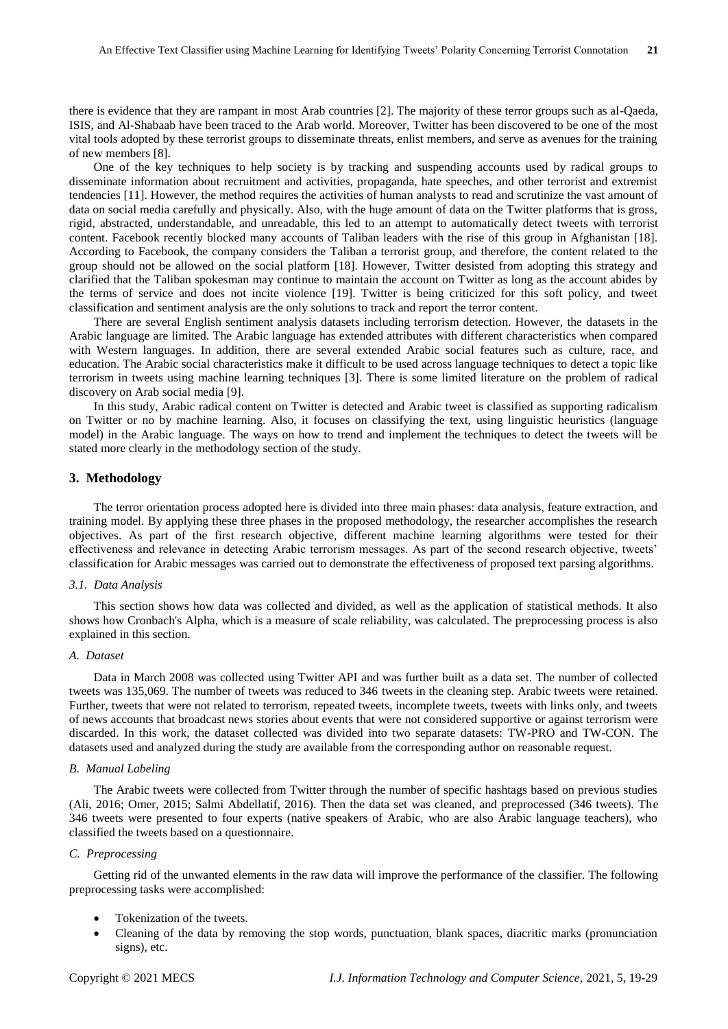there is evidence that they are rampant in most Arab countries [2]. The majority of these terror groups such as al-Qaeda, ISIS, and Al-Shabaab have been traced to the Arab world. Moreover, Twitter has been discovered to be one of the most vital tools adopted by these terrorist groups to disseminate threats, enlist members, and serve as avenues for the training of new members [8].

One of the key techniques to help society is by tracking and suspending accounts used by radical groups to disseminate information about recruitment and activities, propaganda, hate speeches, and other terrorist and extremist tendencies [11]. However, the method requires the activities of human analysts to read and scrutinize the vast amount of data on social media carefully and physically. Also, with the huge amount of data on the Twitter platforms that is gross, rigid, abstracted, understandable, and unreadable, this led to an attempt to automatically detect tweets with terrorist content. Facebook recently blocked many accounts of Taliban leaders with the rise of this group in Afghanistan [18]. According to Facebook, the company considers the Taliban a terrorist group, and therefore, the content related to the group should not be allowed on the social platform [18]. However, Twitter desisted from adopting this strategy and clarified that the Taliban spokesman may continue to maintain the account on Twitter as long as the account abides by the terms of service and does not incite violence [19]. Twitter is being criticized for this soft policy, and tweet classification and sentiment analysis are the only solutions to track and report the terror content.

There are several English sentiment analysis datasets including terrorism detection. However, the datasets in the Arabic language are limited. The Arabic language has extended attributes with different characteristics when compared with Western languages. In addition, there are several extended Arabic social features such as culture, race, and education. The Arabic social characteristics make it difficult to be used across language techniques to detect a topic like terrorism in tweets using machine learning techniques [3]. There is some limited literature on the problem of radical discovery on Arab social media [9].

In this study, Arabic radical content on Twitter is detected and Arabic tweet is classified as supporting radicalism on Twitter or no by machine learning. Also, it focuses on classifying the text, using linguistic heuristics (language model) in the Arabic language. The ways on how to trend and implement the techniques to detect the tweets will be stated more clearly in the methodology section of the study.

## 3. Methodology

The terror orientation process adopted here is divided into three main phases: data analysis, feature extraction, and training model. By applying these three phases in the proposed methodology, the researcher accomplishes the research objectives. As part of the first research objective, different machine learning algorithms were tested for their effectiveness and relevance in detecting Arabic terrorism messages. As part of the second research objective, tweets' classification for Arabic messages was carried out to demonstrate the effectiveness of proposed text parsing algorithms.

### *3.1. Data Analysis*

This section shows how data was collected and divided, as well as the application of statistical methods. It also shows how Cronbach's Alpha, which is a measure of scale reliability, was calculated. The preprocessing process is also explained in this section.

#### *A. Dataset*

Data in March 2008 was collected using Twitter API and was further built as a data set. The number of collected tweets was 135,069. The number of tweets was reduced to 346 tweets in the cleaning step. Arabic tweets were retained. Further, tweets that were not related to terrorism, repeated tweets, incomplete tweets, tweets with links only, and tweets of news accounts that broadcast news stories about events that were not considered supportive or against terrorism were discarded. In this work, the dataset collected was divided into two separate datasets: TW-PRO and TW-CON. The datasets used and analyzed during the study are available from the corresponding author on reasonable request.

#### *B. Manual Labeling*

The Arabic tweets were collected from Twitter through the number of specific hashtags based on previous studies (Ali, 2016; Omer, 2015; Salmi Abdellatif, 2016). Then the data set was cleaned, and preprocessed (346 tweets). The 346 tweets were presented to four experts (native speakers of Arabic, who are also Arabic language teachers), who classified the tweets based on a questionnaire.

#### *C. Preprocessing*

Getting rid of the unwanted elements in the raw data will improve the performance of the classifier. The following preprocessing tasks were accomplished:

- Tokenization of the tweets.
- Cleaning of the data by removing the stop words, punctuation, blank spaces, diacritic marks (pronunciation signs), etc.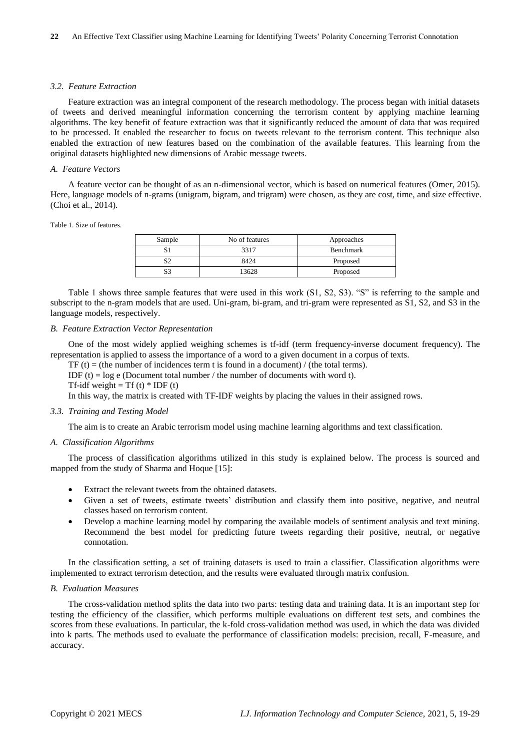### *3.2. Feature Extraction*

Feature extraction was an integral component of the research methodology. The process began with initial datasets of tweets and derived meaningful information concerning the terrorism content by applying machine learning algorithms. The key benefit of feature extraction was that it significantly reduced the amount of data that was required to be processed. It enabled the researcher to focus on tweets relevant to the terrorism content. This technique also enabled the extraction of new features based on the combination of the available features. This learning from the original datasets highlighted new dimensions of Arabic message tweets.

#### *A. Feature Vectors*

A feature vector can be thought of as an n-dimensional vector, which is based on numerical features (Omer, 2015). Here, language models of n-grams (unigram, bigram, and trigram) were chosen, as they are cost, time, and size effective. (Choi et al., 2014).

Table 1. Size of features.

| Sample | No of features | Approaches |
|---|---|---|
| S1 | 3317 | Benchmark |
| S2 | 8424 | Proposed |
| S3 | 13628 | Proposed |

Table 1 shows three sample features that were used in this work (S1, S2, S3). "S" is referring to the sample and subscript to the n-gram models that are used. Uni-gram, bi-gram, and tri-gram were represented as S1, S2, and S3 in the language models, respectively.

#### *B. Feature Extraction Vector Representation*

One of the most widely applied weighing schemes is tf-idf (term frequency-inverse document frequency). The representation is applied to assess the importance of a word to a given document in a corpus of texts.

TF (t) = (the number of incidences term t is found in a document) / (the total terms).

IDF (t) = log e (Document total number / the number of documents with word t).

Tf-idf weight = Tf (t) * IDF (t)

In this way, the matrix is created with TF-IDF weights by placing the values in their assigned rows.

### *3.3. Training and Testing Model*

The aim is to create an Arabic terrorism model using machine learning algorithms and text classification.

#### *A. Classification Algorithms*

The process of classification algorithms utilized in this study is explained below. The process is sourced and mapped from the study of Sharma and Hoque [15]:

- Extract the relevant tweets from the obtained datasets.
- Given a set of tweets, estimate tweets' distribution and classify them into positive, negative, and neutral classes based on terrorism content.
- Develop a machine learning model by comparing the available models of sentiment analysis and text mining. Recommend the best model for predicting future tweets regarding their positive, neutral, or negative connotation.

In the classification setting, a set of training datasets is used to train a classifier. Classification algorithms were implemented to extract terrorism detection, and the results were evaluated through matrix confusion.

#### *B. Evaluation Measures*

The cross-validation method splits the data into two parts: testing data and training data. It is an important step for testing the efficiency of the classifier, which performs multiple evaluations on different test sets, and combines the scores from these evaluations. In particular, the k-fold cross-validation method was used, in which the data was divided into k parts. The methods used to evaluate the performance of classification models: precision, recall, F-measure, and accuracy.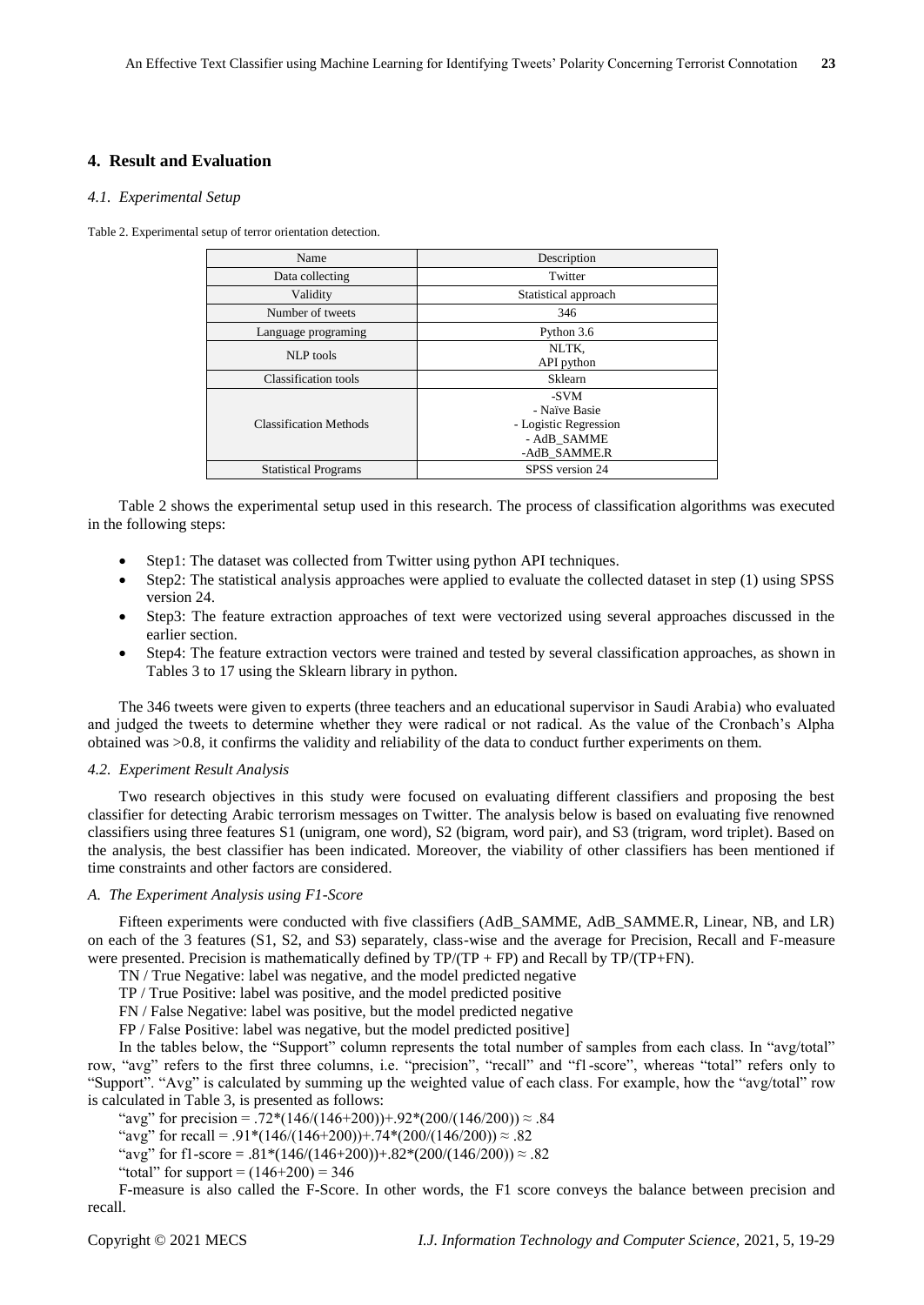## 4. Result and Evaluation

### *4.1. Experimental Setup*

Table 2. Experimental setup of terror orientation detection.

| Name | Description |
|---|---|
| Data collecting | Twitter |
| Validity | Statistical approach |
| Number of tweets | 346 |
| Language programing | Python 3.6 |
| NLP tools | NLTK,<br>API python |
| Classification tools | Sklearn |
| Classification Methods | -SVM<br>- Naïve Basie<br>- Logistic Regression<br>- AdB_SAMME<br>-AdB_SAMME.R |
| Statistical Programs | SPSS version 24 |

Table 2 shows the experimental setup used in this research. The process of classification algorithms was executed in the following steps:

- Step1: The dataset was collected from Twitter using python API techniques.
- Step2: The statistical analysis approaches were applied to evaluate the collected dataset in step (1) using SPSS version 24.
- Step3: The feature extraction approaches of text were vectorized using several approaches discussed in the earlier section.
- Step4: The feature extraction vectors were trained and tested by several classification approaches, as shown in Tables 3 to 17 using the Sklearn library in python.

The 346 tweets were given to experts (three teachers and an educational supervisor in Saudi Arabia) who evaluated and judged the tweets to determine whether they were radical or not radical. As the value of the Cronbach's Alpha obtained was >0.8, it confirms the validity and reliability of the data to conduct further experiments on them.

### *4.2. Experiment Result Analysis*

Two research objectives in this study were focused on evaluating different classifiers and proposing the best classifier for detecting Arabic terrorism messages on Twitter. The analysis below is based on evaluating five renowned classifiers using three features S1 (unigram, one word), S2 (bigram, word pair), and S3 (trigram, word triplet). Based on the analysis, the best classifier has been indicated. Moreover, the viability of other classifiers has been mentioned if time constraints and other factors are considered.

#### *A. The Experiment Analysis using F1-Score*

Fifteen experiments were conducted with five classifiers (AdB_SAMME, AdB_SAMME.R, Linear, NB, and LR) on each of the 3 features (S1, S2, and S3) separately, class-wise and the average for Precision, Recall and F-measure were presented. Precision is mathematically defined by TP/(TP + FP) and Recall by TP/(TP+FN).

TN / True Negative: label was negative, and the model predicted negative

TP / True Positive: label was positive, and the model predicted positive

FN / False Negative: label was positive, but the model predicted negative

FP / False Positive: label was negative, but the model predicted positive]

In the tables below, the "Support" column represents the total number of samples from each class. In "avg/total" row, "avg" refers to the first three columns, i.e. "precision", "recall" and "f1-score", whereas "total" refers only to "Support". "Avg" is calculated by summing up the weighted value of each class. For example, how the "avg/total" row is calculated in Table 3, is presented as follows:

"avg" for precision = .72*(146/(146+200))+.92*(200/(146/200)) ≈ .84

"avg" for recall = .91*(146/(146+200))+.74*(200/(146/200)) ≈ .82

"avg" for f1-score = .81*(146/(146+200))+.82*(200/(146/200)) ≈ .82

"total" for support = (146+200) = 346

F-measure is also called the F-Score. In other words, the F1 score conveys the balance between precision and recall.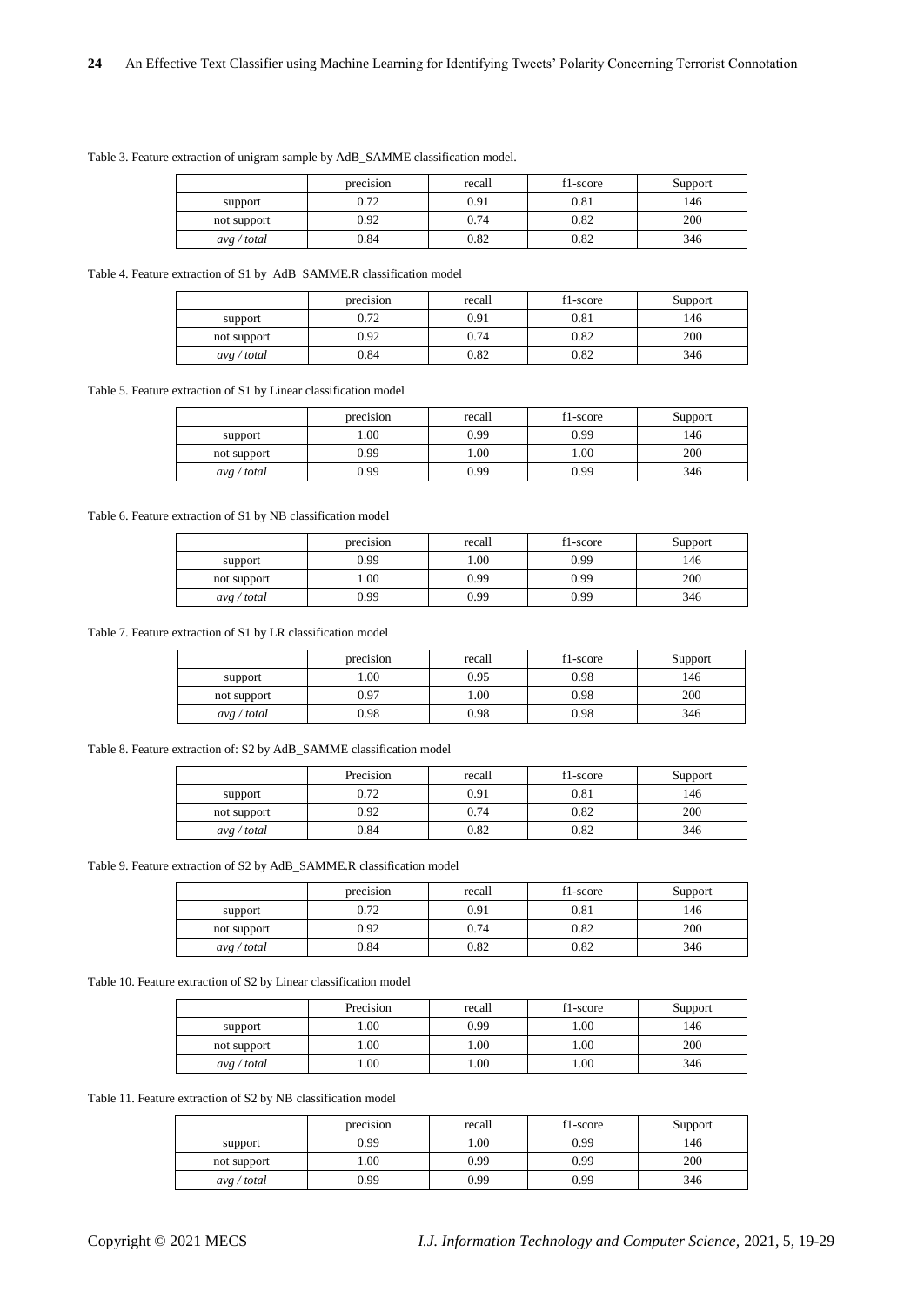Table 3. Feature extraction of unigram sample by AdB_SAMME classification model.

| | precision | recall | f1-score | Support |
|---|---|---|---|---|
| support | 0.72 | 0.91 | 0.81 | 146 |
| not support | 0.92 | 0.74 | 0.82 | 200 |
| *avg / total* | 0.84 | 0.82 | 0.82 | 346 |

Table 4. Feature extraction of S1 by AdB_SAMME.R classification model

| | precision | recall | f1-score | Support |
|---|---|---|---|---|
| support | 0.72 | 0.91 | 0.81 | 146 |
| not support | 0.92 | 0.74 | 0.82 | 200 |
| *avg / total* | 0.84 | 0.82 | 0.82 | 346 |

Table 5. Feature extraction of S1 by Linear classification model

| | precision | recall | f1-score | Support |
|---|---|---|---|---|
| support | 1.00 | 0.99 | 0.99 | 146 |
| not support | 0.99 | 1.00 | 1.00 | 200 |
| *avg / total* | 0.99 | 0.99 | 0.99 | 346 |

Table 6. Feature extraction of S1 by NB classification model

| | precision | recall | f1-score | Support |
|---|---|---|---|---|
| support | 0.99 | 1.00 | 0.99 | 146 |
| not support | 1.00 | 0.99 | 0.99 | 200 |
| *avg / total* | 0.99 | 0.99 | 0.99 | 346 |

Table 7. Feature extraction of S1 by LR classification model

| | precision | recall | f1-score | Support |
|---|---|---|---|---|
| support | 1.00 | 0.95 | 0.98 | 146 |
| not support | 0.97 | 1.00 | 0.98 | 200 |
| *avg / total* | 0.98 | 0.98 | 0.98 | 346 |

Table 8. Feature extraction of: S2 by AdB_SAMME classification model

| | Precision | recall | f1-score | Support |
|---|---|---|---|---|
| support | 0.72 | 0.91 | 0.81 | 146 |
| not support | 0.92 | 0.74 | 0.82 | 200 |
| *avg / total* | 0.84 | 0.82 | 0.82 | 346 |

Table 9. Feature extraction of S2 by AdB_SAMME.R classification model

| | precision | recall | f1-score | Support |
|---|---|---|---|---|
| support | 0.72 | 0.91 | 0.81 | 146 |
| not support | 0.92 | 0.74 | 0.82 | 200 |
| *avg / total* | 0.84 | 0.82 | 0.82 | 346 |

Table 10. Feature extraction of S2 by Linear classification model

| | Precision | recall | f1-score | Support |
|---|---|---|---|---|
| support | 1.00 | 0.99 | 1.00 | 146 |
| not support | 1.00 | 1.00 | 1.00 | 200 |
| *avg / total* | 1.00 | 1.00 | 1.00 | 346 |

Table 11. Feature extraction of S2 by NB classification model

| | precision | recall | f1-score | Support |
|---|---|---|---|---|
| support | 0.99 | 1.00 | 0.99 | 146 |
| not support | 1.00 | 0.99 | 0.99 | 200 |
| *avg / total* | 0.99 | 0.99 | 0.99 | 346 |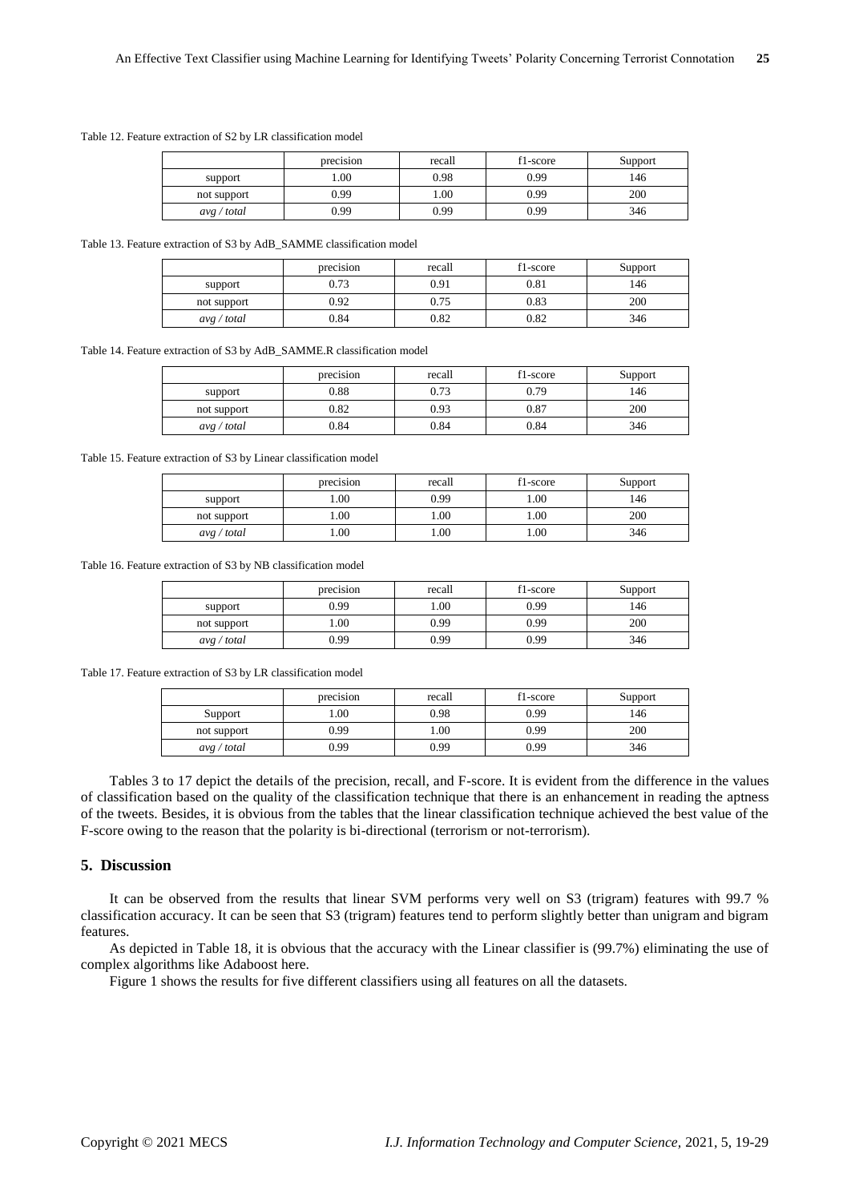Table 12. Feature extraction of S2 by LR classification model

| | precision | recall | f1-score | Support |
|---|---|---|---|---|
| support | 1.00 | 0.98 | 0.99 | 146 |
| not support | 0.99 | 1.00 | 0.99 | 200 |
| *avg / total* | 0.99 | 0.99 | 0.99 | 346 |

Table 13. Feature extraction of S3 by AdB_SAMME classification model

| | precision | recall | f1-score | Support |
|---|---|---|---|---|
| support | 0.73 | 0.91 | 0.81 | 146 |
| not support | 0.92 | 0.75 | 0.83 | 200 |
| *avg / total* | 0.84 | 0.82 | 0.82 | 346 |

Table 14. Feature extraction of S3 by AdB_SAMME.R classification model

| | precision | recall | f1-score | Support |
|---|---|---|---|---|
| support | 0.88 | 0.73 | 0.79 | 146 |
| not support | 0.82 | 0.93 | 0.87 | 200 |
| *avg / total* | 0.84 | 0.84 | 0.84 | 346 |

Table 15. Feature extraction of S3 by Linear classification model

| | precision | recall | f1-score | Support |
|---|---|---|---|---|
| support | 1.00 | 0.99 | 1.00 | 146 |
| not support | 1.00 | 1.00 | 1.00 | 200 |
| *avg / total* | 1.00 | 1.00 | 1.00 | 346 |

Table 16. Feature extraction of S3 by NB classification model

| | precision | recall | f1-score | Support |
|---|---|---|---|---|
| support | 0.99 | 1.00 | 0.99 | 146 |
| not support | 1.00 | 0.99 | 0.99 | 200 |
| *avg / total* | 0.99 | 0.99 | 0.99 | 346 |

Table 17. Feature extraction of S3 by LR classification model

| | precision | recall | f1-score | Support |
|---|---|---|---|---|
| Support | 1.00 | 0.98 | 0.99 | 146 |
| not support | 0.99 | 1.00 | 0.99 | 200 |
| *avg / total* | 0.99 | 0.99 | 0.99 | 346 |

Tables 3 to 17 depict the details of the precision, recall, and F-score. It is evident from the difference in the values of classification based on the quality of the classification technique that there is an enhancement in reading the aptness of the tweets. Besides, it is obvious from the tables that the linear classification technique achieved the best value of the F-score owing to the reason that the polarity is bi-directional (terrorism or not-terrorism).

## 5. Discussion

It can be observed from the results that linear SVM performs very well on S3 (trigram) features with 99.7 % classification accuracy. It can be seen that S3 (trigram) features tend to perform slightly better than unigram and bigram features.

As depicted in Table 18, it is obvious that the accuracy with the Linear classifier is (99.7%) eliminating the use of complex algorithms like Adaboost here.

Figure 1 shows the results for five different classifiers using all features on all the datasets.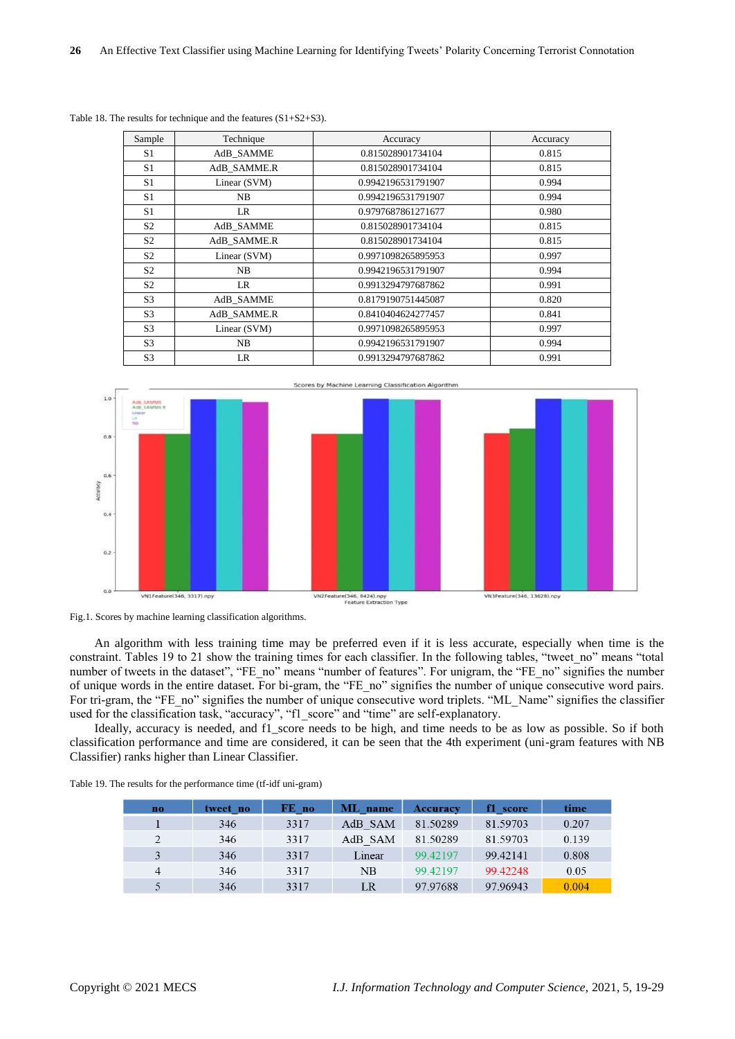Table 18. The results for technique and the features (S1+S2+S3).

| Sample | Technique | Accuracy | Accuracy |
|---|---|---|---|
| S1 | AdB_SAMME | 0.815028901734104 | 0.815 |
| S1 | AdB_SAMME.R | 0.815028901734104 | 0.815 |
| S1 | Linear (SVM) | 0.9942196531791907 | 0.994 |
| S1 | NB | 0.9942196531791907 | 0.994 |
| S1 | LR | 0.9797687861271677 | 0.980 |
| S2 | AdB_SAMME | 0.815028901734104 | 0.815 |
| S2 | AdB_SAMME.R | 0.815028901734104 | 0.815 |
| S2 | Linear (SVM) | 0.9971098265895953 | 0.997 |
| S2 | NB | 0.9942196531791907 | 0.994 |
| S2 | LR | 0.9913294797687862 | 0.991 |
| S3 | AdB_SAMME | 0.8179190751445087 | 0.820 |
| S3 | AdB_SAMME.R | 0.8410404624277457 | 0.841 |
| S3 | Linear (SVM) | 0.9971098265895953 | 0.997 |
| S3 | NB | 0.9942196531791907 | 0.994 |
| S3 | LR | 0.9913294797687862 | 0.991 |

Fig.1. Scores by machine learning classification algorithms.

An algorithm with less training time may be preferred even if it is less accurate, especially when time is the constraint. Tables 19 to 21 show the training times for each classifier. In the following tables, "tweet_no" means "total number of tweets in the dataset", "FE_no" means "number of features". For unigram, the "FE_no" signifies the number of unique words in the entire dataset. For bi-gram, the "FE_no" signifies the number of unique consecutive word pairs. For tri-gram, the "FE_no" signifies the number of unique consecutive word triplets. "ML_Name" signifies the classifier used for the classification task, "accuracy", "f1_score" and "time" are self-explanatory.

Ideally, accuracy is needed, and f1_score needs to be high, and time needs to be as low as possible. So if both classification performance and time are considered, it can be seen that the 4th experiment (uni-gram features with NB Classifier) ranks higher than Linear Classifier.

Table 19. The results for the performance time (tf-idf uni-gram)

| no | tweet_no | FE_no | ML_name | Accuracy | f1_score | time |
|---|---|---|---|---|---|---|
| 1 | 346 | 3317 | AdB_SAM | 81.50289 | 81.59703 | 0.207 |
| 2 | 346 | 3317 | AdB_SAM | 81.50289 | 81.59703 | 0.139 |
| 3 | 346 | 3317 | Linear | 99.42197 | 99.42141 | 0.808 |
| 4 | 346 | 3317 | NB | 99.42197 | 99.42248 | 0.05 |
| 5 | 346 | 3317 | LR | 97.97688 | 97.96943 | 0.004 |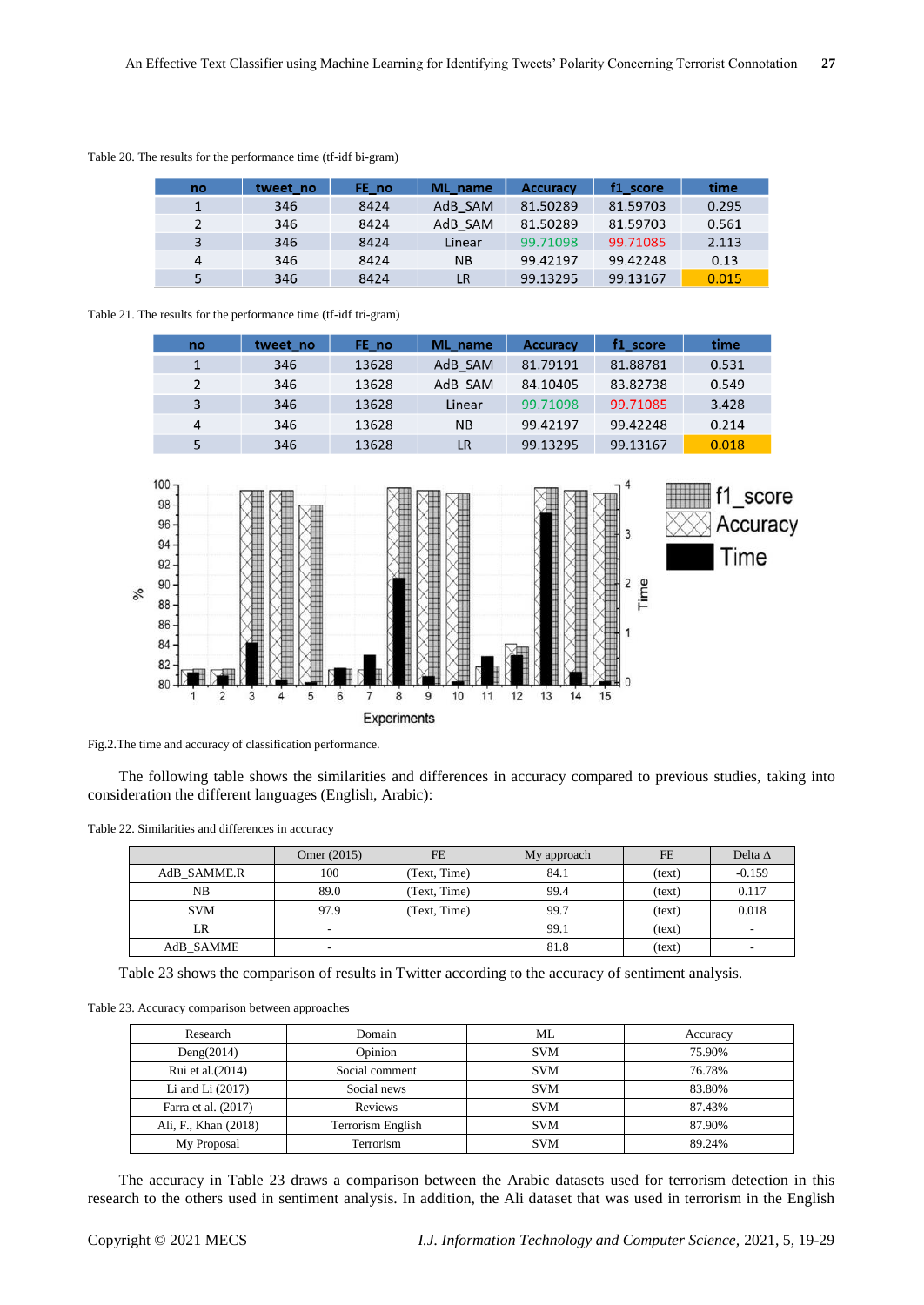Table 20. The results for the performance time (tf-idf bi-gram)

| no | tweet_no | FE_no | ML_name | Accuracy | f1_score | time |
|---|---|---|---|---|---|---|
| 1 | 346 | 8424 | AdB_SAM | 81.50289 | 81.59703 | 0.295 |
| 2 | 346 | 8424 | AdB_SAM | 81.50289 | 81.59703 | 0.561 |
| 3 | 346 | 8424 | Linear | 99.71098 | 99.71085 | 2.113 |
| 4 | 346 | 8424 | NB | 99.42197 | 99.42248 | 0.13 |
| 5 | 346 | 8424 | LR | 99.13295 | 99.13167 | 0.015 |

Table 21. The results for the performance time (tf-idf tri-gram)

| no | tweet_no | FE_no | ML_name | Accuracy | f1_score | time |
|---|---|---|---|---|---|---|
| 1 | 346 | 13628 | AdB_SAM | 81.79191 | 81.88781 | 0.531 |
| 2 | 346 | 13628 | AdB_SAM | 84.10405 | 83.82738 | 0.549 |
| 3 | 346 | 13628 | Linear | 99.71098 | 99.71085 | 3.428 |
| 4 | 346 | 13628 | NB | 99.42197 | 99.42248 | 0.214 |
| 5 | 346 | 13628 | LR | 99.13295 | 99.13167 | 0.018 |

Fig.2.The time and accuracy of classification performance.

The following table shows the similarities and differences in accuracy compared to previous studies, taking into consideration the different languages (English, Arabic):

Table 22. Similarities and differences in accuracy

| | Omer (2015) | FE | My approach | FE | Delta Δ |
|---|---|---|---|---|---|
| AdB_SAMME.R | 100 | (Text, Time) | 84.1 | (text) | -0.159 |
| NB | 89.0 | (Text, Time) | 99.4 | (text) | 0.117 |
| SVM | 97.9 | (Text, Time) | 99.7 | (text) | 0.018 |
| LR | - | | 99.1 | (text) | - |
| AdB_SAMME | - | | 81.8 | (text) | - |

Table 23 shows the comparison of results in Twitter according to the accuracy of sentiment analysis.

Table 23. Accuracy comparison between approaches

| Research | Domain | ML | Accuracy |
|---|---|---|---|
| Deng(2014) | Opinion | SVM | 75.90% |
| Rui et al.(2014) | Social comment | SVM | 76.78% |
| Li and Li (2017) | Social news | SVM | 83.80% |
| Farra et al. (2017) | Reviews | SVM | 87.43% |
| Ali, F., Khan (2018) | Terrorism English | SVM | 87.90% |
| My Proposal | Terrorism | SVM | 89.24% |

The accuracy in Table 23 draws a comparison between the Arabic datasets used for terrorism detection in this research to the others used in sentiment analysis. In addition, the Ali dataset that was used in terrorism in the English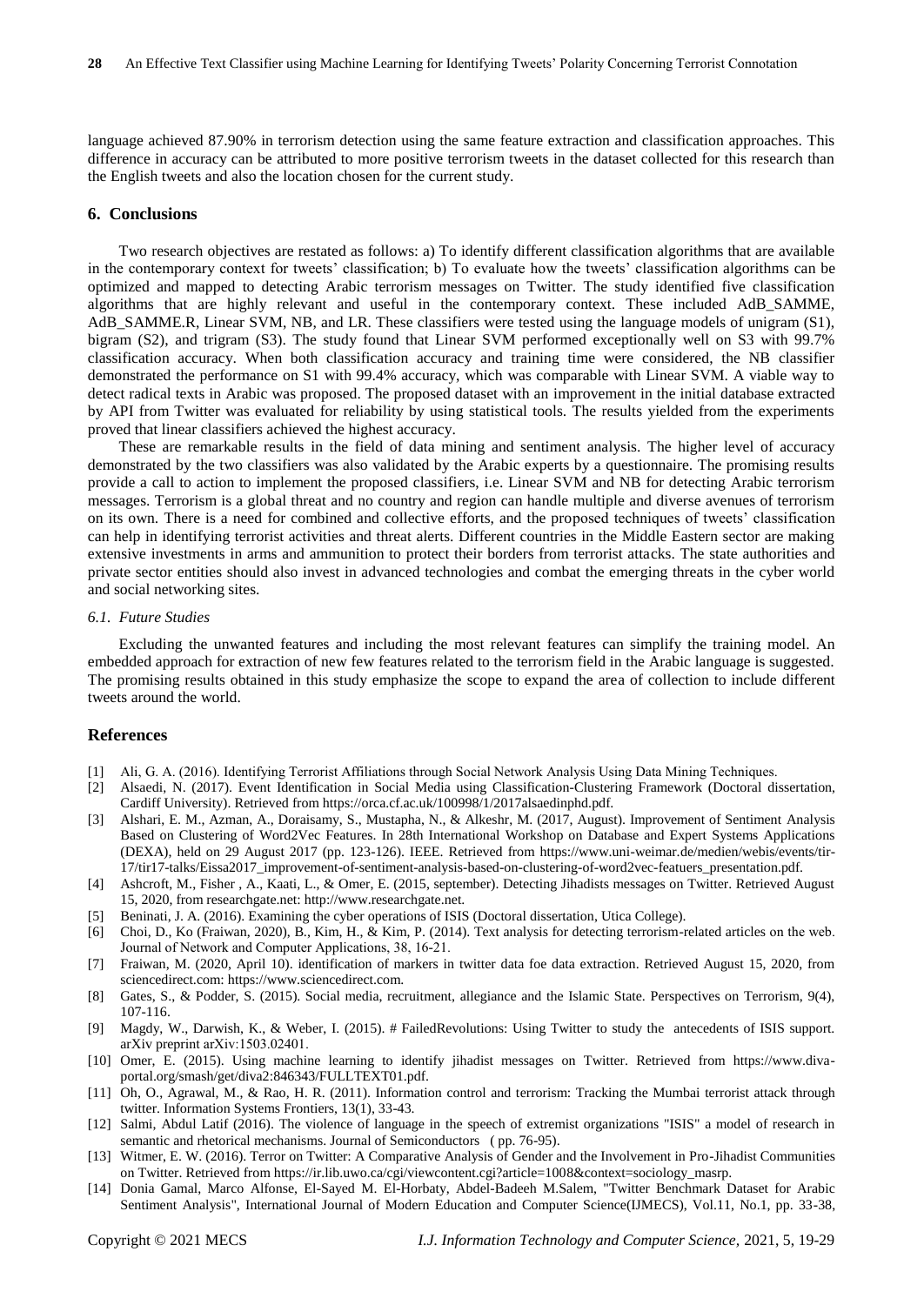language achieved 87.90% in terrorism detection using the same feature extraction and classification approaches. This difference in accuracy can be attributed to more positive terrorism tweets in the dataset collected for this research than the English tweets and also the location chosen for the current study.

## 6. Conclusions

Two research objectives are restated as follows: a) To identify different classification algorithms that are available in the contemporary context for tweets' classification; b) To evaluate how the tweets' classification algorithms can be optimized and mapped to detecting Arabic terrorism messages on Twitter. The study identified five classification algorithms that are highly relevant and useful in the contemporary context. These included AdB_SAMME, AdB_SAMME.R, Linear SVM, NB, and LR. These classifiers were tested using the language models of unigram (S1), bigram (S2), and trigram (S3). The study found that Linear SVM performed exceptionally well on S3 with 99.7% classification accuracy. When both classification accuracy and training time were considered, the NB classifier demonstrated the performance on S1 with 99.4% accuracy, which was comparable with Linear SVM. A viable way to detect radical texts in Arabic was proposed. The proposed dataset with an improvement in the initial database extracted by API from Twitter was evaluated for reliability by using statistical tools. The results yielded from the experiments proved that linear classifiers achieved the highest accuracy.

These are remarkable results in the field of data mining and sentiment analysis. The higher level of accuracy demonstrated by the two classifiers was also validated by the Arabic experts by a questionnaire. The promising results provide a call to action to implement the proposed classifiers, i.e. Linear SVM and NB for detecting Arabic terrorism messages. Terrorism is a global threat and no country and region can handle multiple and diverse avenues of terrorism on its own. There is a need for combined and collective efforts, and the proposed techniques of tweets' classification can help in identifying terrorist activities and threat alerts. Different countries in the Middle Eastern sector are making extensive investments in arms and ammunition to protect their borders from terrorist attacks. The state authorities and private sector entities should also invest in advanced technologies and combat the emerging threats in the cyber world and social networking sites.

### *6.1. Future Studies*

Excluding the unwanted features and including the most relevant features can simplify the training model. An embedded approach for extraction of new few features related to the terrorism field in the Arabic language is suggested. The promising results obtained in this study emphasize the scope to expand the area of collection to include different tweets around the world.

## References

[1] Ali, G. A. (2016). Identifying Terrorist Affiliations through Social Network Analysis Using Data Mining Techniques.

[2] Alsaedi, N. (2017). Event Identification in Social Media using Classification-Clustering Framework (Doctoral dissertation, Cardiff University). Retrieved from https://orca.cf.ac.uk/100998/1/2017alsaedinphd.pdf.

[3] Alshari, E. M., Azman, A., Doraisamy, S., Mustapha, N., & Alkeshr, M. (2017, August). Improvement of Sentiment Analysis Based on Clustering of Word2Vec Features. In 28th International Workshop on Database and Expert Systems Applications (DEXA), held on 29 August 2017 (pp. 123-126). IEEE. Retrieved from https://www.uni-weimar.de/medien/webis/events/tir-17/tir17-talks/Eissa2017_improvement-of-sentiment-analysis-based-on-clustering-of-word2vec-featuers_presentation.pdf.

[4] Ashcroft, M., Fisher , A., Kaati, L., & Omer, E. (2015, september). Detecting Jihadists messages on Twitter. Retrieved August 15, 2020, from researchgate.net: http://www.researchgate.net.

[5] Beninati, J. A. (2016). Examining the cyber operations of ISIS (Doctoral dissertation, Utica College).

[6] Choi, D., Ko (Fraiwan, 2020), B., Kim, H., & Kim, P. (2014). Text analysis for detecting terrorism-related articles on the web. Journal of Network and Computer Applications, 38, 16-21.

[7] Fraiwan, M. (2020, April 10). identification of markers in twitter data foe data extraction. Retrieved August 15, 2020, from sciencedirect.com: https://www.sciencedirect.com.

[8] Gates, S., & Podder, S. (2015). Social media, recruitment, allegiance and the Islamic State. Perspectives on Terrorism, 9(4), 107-116.

[9] Magdy, W., Darwish, K., & Weber, I. (2015). # FailedRevolutions: Using Twitter to study the antecedents of ISIS support. arXiv preprint arXiv:1503.02401.

[10] Omer, E. (2015). Using machine learning to identify jihadist messages on Twitter. Retrieved from https://www.diva-portal.org/smash/get/diva2:846343/FULLTEXT01.pdf.

[11] Oh, O., Agrawal, M., & Rao, H. R. (2011). Information control and terrorism: Tracking the Mumbai terrorist attack through twitter. Information Systems Frontiers, 13(1), 33-43.

[12] Salmi, Abdul Latif (2016). The violence of language in the speech of extremist organizations "ISIS" a model of research in semantic and rhetorical mechanisms. Journal of Semiconductors ( pp. 76-95).

[13] Witmer, E. W. (2016). Terror on Twitter: A Comparative Analysis of Gender and the Involvement in Pro-Jihadist Communities on Twitter. Retrieved from https://ir.lib.uwo.ca/cgi/viewcontent.cgi?article=1008&context=sociology_masrp.

[14] Donia Gamal, Marco Alfonse, El-Sayed M. El-Horbaty, Abdel-Badeeh M.Salem, "Twitter Benchmark Dataset for Arabic Sentiment Analysis", International Journal of Modern Education and Computer Science(IJMECS), Vol.11, No.1, pp. 33-38,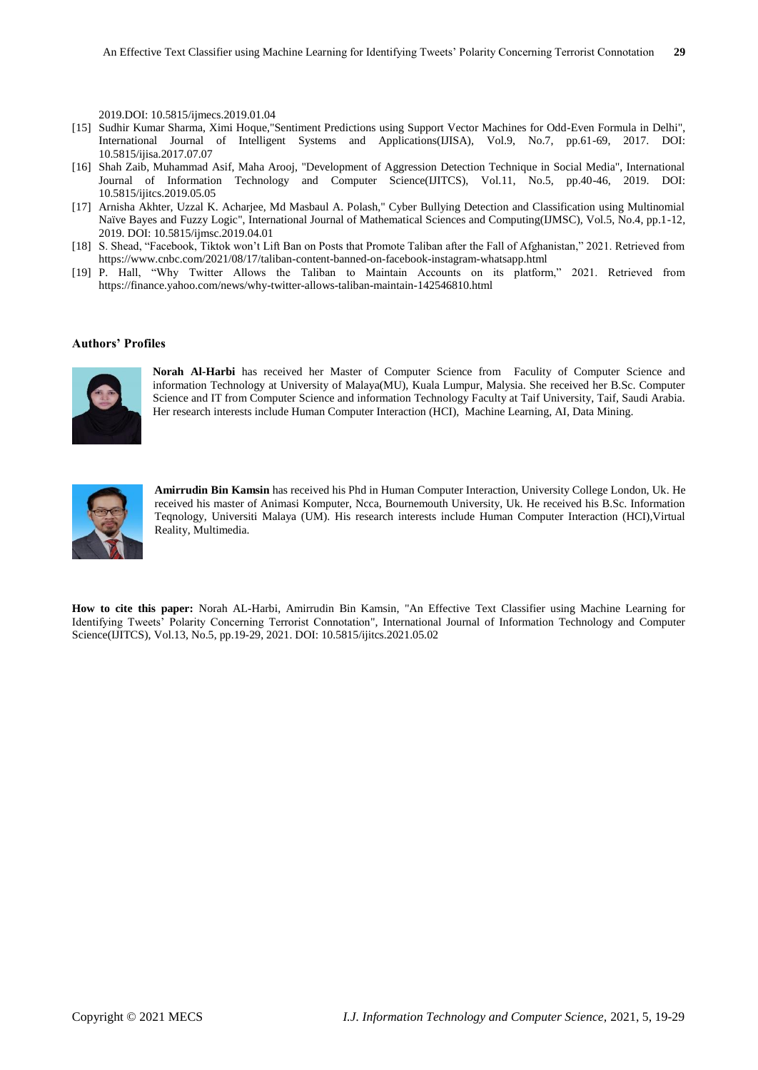2019.DOI: 10.5815/ijmecs.2019.01.04

[15] Sudhir Kumar Sharma, Ximi Hoque,"Sentiment Predictions using Support Vector Machines for Odd-Even Formula in Delhi", International Journal of Intelligent Systems and Applications(IJISA), Vol.9, No.7, pp.61-69, 2017. DOI: 10.5815/ijisa.2017.07.07

[16] Shah Zaib, Muhammad Asif, Maha Arooj, "Development of Aggression Detection Technique in Social Media", International Journal of Information Technology and Computer Science(IJITCS), Vol.11, No.5, pp.40-46, 2019. DOI: 10.5815/ijitcs.2019.05.05

[17] Arnisha Akhter, Uzzal K. Acharjee, Md Masbaul A. Polash," Cyber Bullying Detection and Classification using Multinomial Naïve Bayes and Fuzzy Logic", International Journal of Mathematical Sciences and Computing(IJMSC), Vol.5, No.4, pp.1-12, 2019. DOI: 10.5815/ijmsc.2019.04.01

[18] S. Shead, "Facebook, Tiktok won't Lift Ban on Posts that Promote Taliban after the Fall of Afghanistan," 2021. Retrieved from https://www.cnbc.com/2021/08/17/taliban-content-banned-on-facebook-instagram-whatsapp.html

[19] P. Hall, "Why Twitter Allows the Taliban to Maintain Accounts on its platform," 2021. Retrieved from https://finance.yahoo.com/news/why-twitter-allows-taliban-maintain-142546810.html

### Authors' Profiles

**Norah Al-Harbi** has received her Master of Computer Science from Faculty of Computer Science and information Technology at University of Malaya(MU), Kuala Lumpur, Malysia. She received her B.Sc. Computer Science and IT from Computer Science and information Technology Faculty at Taif University, Taif, Saudi Arabia. Her research interests include Human Computer Interaction (HCI), Machine Learning, AI, Data Mining.

**Amirrudin Bin Kamsin** has received his Phd in Human Computer Interaction, University College London, Uk. He received his master of Animasi Komputer, Ncca, Bournemouth University, Uk. He received his B.Sc. Information Teqnology, Universiti Malaya (UM). His research interests include Human Computer Interaction (HCI),Virtual Reality, Multimedia.

**How to cite this paper:** Norah AL-Harbi, Amirrudin Bin Kamsin, "An Effective Text Classifier using Machine Learning for Identifying Tweets' Polarity Concerning Terrorist Connotation", International Journal of Information Technology and Computer Science(IJITCS), Vol.13, No.5, pp.19-29, 2021. DOI: 10.5815/ijitcs.2021.05.02